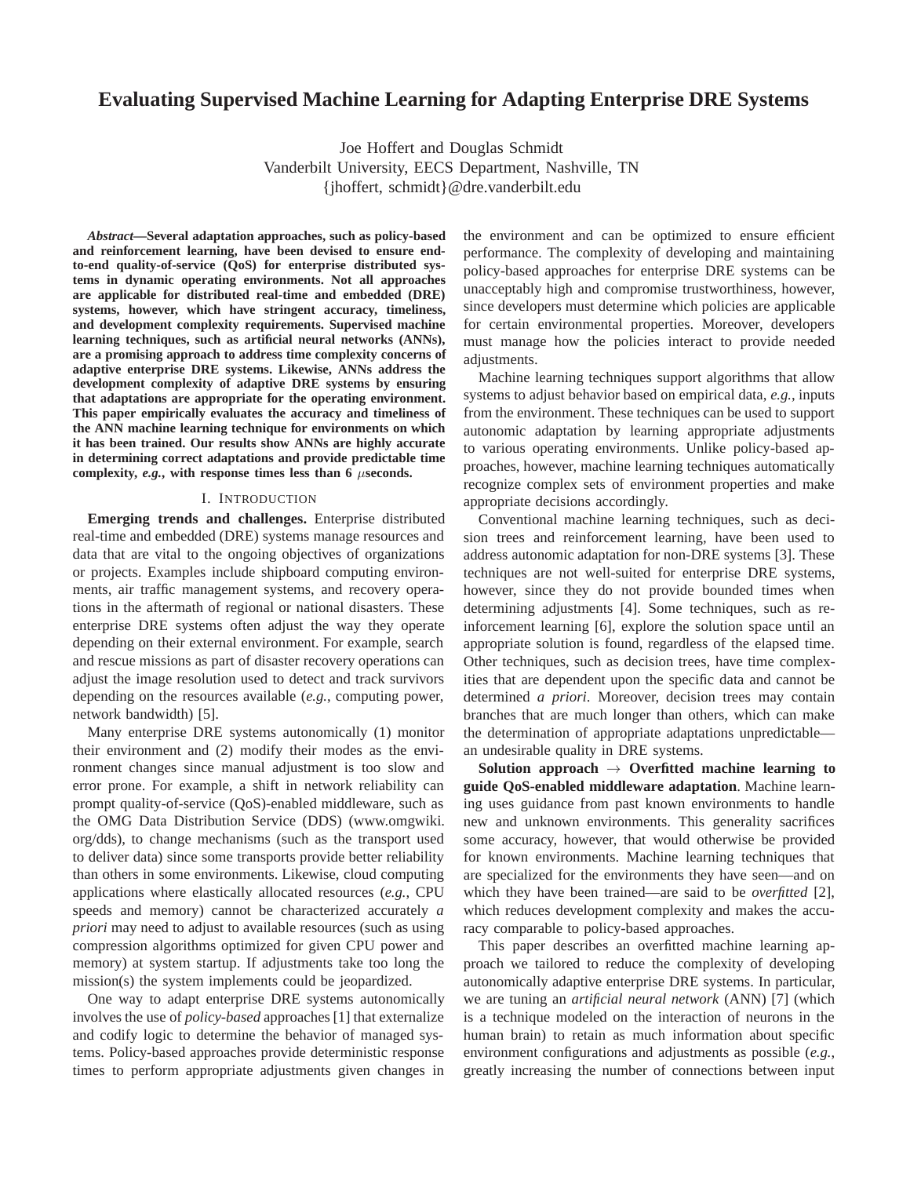# Evaluating Supervised Machine Learning for Adapting Enterprise DRE Systems

Joe Hoffert and Douglas Schmidt
Vanderbilt University, EECS Department, Nashville, TN
{jhoffert, schmidt}@dre.vanderbilt.edu

***Abstract*—Several adaptation approaches, such as policy-based and reinforcement learning, have been devised to ensure end-to-end quality-of-service (QoS) for enterprise distributed systems in dynamic operating environments. Not all approaches are applicable for distributed real-time and embedded (DRE) systems, however, which have stringent accuracy, timeliness, and development complexity requirements. Supervised machine learning techniques, such as artificial neural networks (ANNs), are a promising approach to address time complexity concerns of adaptive enterprise DRE systems. Likewise, ANNs address the development complexity of adaptive DRE systems by ensuring that adaptations are appropriate for the operating environment. This paper empirically evaluates the accuracy and timeliness of the ANN machine learning technique for environments on which it has been trained. Our results show ANNs are highly accurate in determining correct adaptations and provide predictable time complexity, *e.g.*, with response times less than 6 $\mu$seconds.**

## I. Introduction

**Emerging trends and challenges.** Enterprise distributed real-time and embedded (DRE) systems manage resources and data that are vital to the ongoing objectives of organizations or projects. Examples include shipboard computing environments, air traffic management systems, and recovery operations in the aftermath of regional or national disasters. These enterprise DRE systems often adjust the way they operate depending on their external environment. For example, search and rescue missions as part of disaster recovery operations can adjust the image resolution used to detect and track survivors depending on the resources available (*e.g.*, computing power, network bandwidth) [5].

Many enterprise DRE systems autonomically (1) monitor their environment and (2) modify their modes as the environment changes since manual adjustment is too slow and error prone. For example, a shift in network reliability can prompt quality-of-service (QoS)-enabled middleware, such as the OMG Data Distribution Service (DDS) (www.omgwiki.org/dds), to change mechanisms (such as the transport used to deliver data) since some transports provide better reliability than others in some environments. Likewise, cloud computing applications where elastically allocated resources (*e.g.*, CPU speeds and memory) cannot be characterized accurately *a priori* may need to adjust to available resources (such as using compression algorithms optimized for given CPU power and memory) at system startup. If adjustments take too long the mission(s) the system implements could be jeopardized.

One way to adapt enterprise DRE systems autonomically involves the use of *policy-based* approaches [1] that externalize and codify logic to determine the behavior of managed systems. Policy-based approaches provide deterministic response times to perform appropriate adjustments given changes in the environment and can be optimized to ensure efficient performance. The complexity of developing and maintaining policy-based approaches for enterprise DRE systems can be unacceptably high and compromise trustworthiness, however, since developers must determine which policies are applicable for certain environmental properties. Moreover, developers must manage how the policies interact to provide needed adjustments.

Machine learning techniques support algorithms that allow systems to adjust behavior based on empirical data, *e.g.*, inputs from the environment. These techniques can be used to support autonomic adaptation by learning appropriate adjustments to various operating environments. Unlike policy-based approaches, however, machine learning techniques automatically recognize complex sets of environment properties and make appropriate decisions accordingly.

Conventional machine learning techniques, such as decision trees and reinforcement learning, have been used to address autonomic adaptation for non-DRE systems [3]. These techniques are not well-suited for enterprise DRE systems, however, since they do not provide bounded times when determining adjustments [4]. Some techniques, such as reinforcement learning [6], explore the solution space until an appropriate solution is found, regardless of the elapsed time. Other techniques, such as decision trees, have time complexities that are dependent upon the specific data and cannot be determined *a priori*. Moreover, decision trees may contain branches that are much longer than others, which can make the determination of appropriate adaptations unpredictable—an undesirable quality in DRE systems.

**Solution approach → Overfitted machine learning to guide QoS-enabled middleware adaptation**. Machine learning uses guidance from past known environments to handle new and unknown environments. This generality sacrifices some accuracy, however, that would otherwise be provided for known environments. Machine learning techniques that are specialized for the environments they have seen—and on which they have been trained—are said to be *overfitted* [2], which reduces development complexity and makes the accuracy comparable to policy-based approaches.

This paper describes an overfitted machine learning approach we tailored to reduce the complexity of developing autonomically adaptive enterprise DRE systems. In particular, we are tuning an *artificial neural network* (ANN) [7] (which is a technique modeled on the interaction of neurons in the human brain) to retain as much information about specific environment configurations and adjustments as possible (*e.g.*, greatly increasing the number of connections between input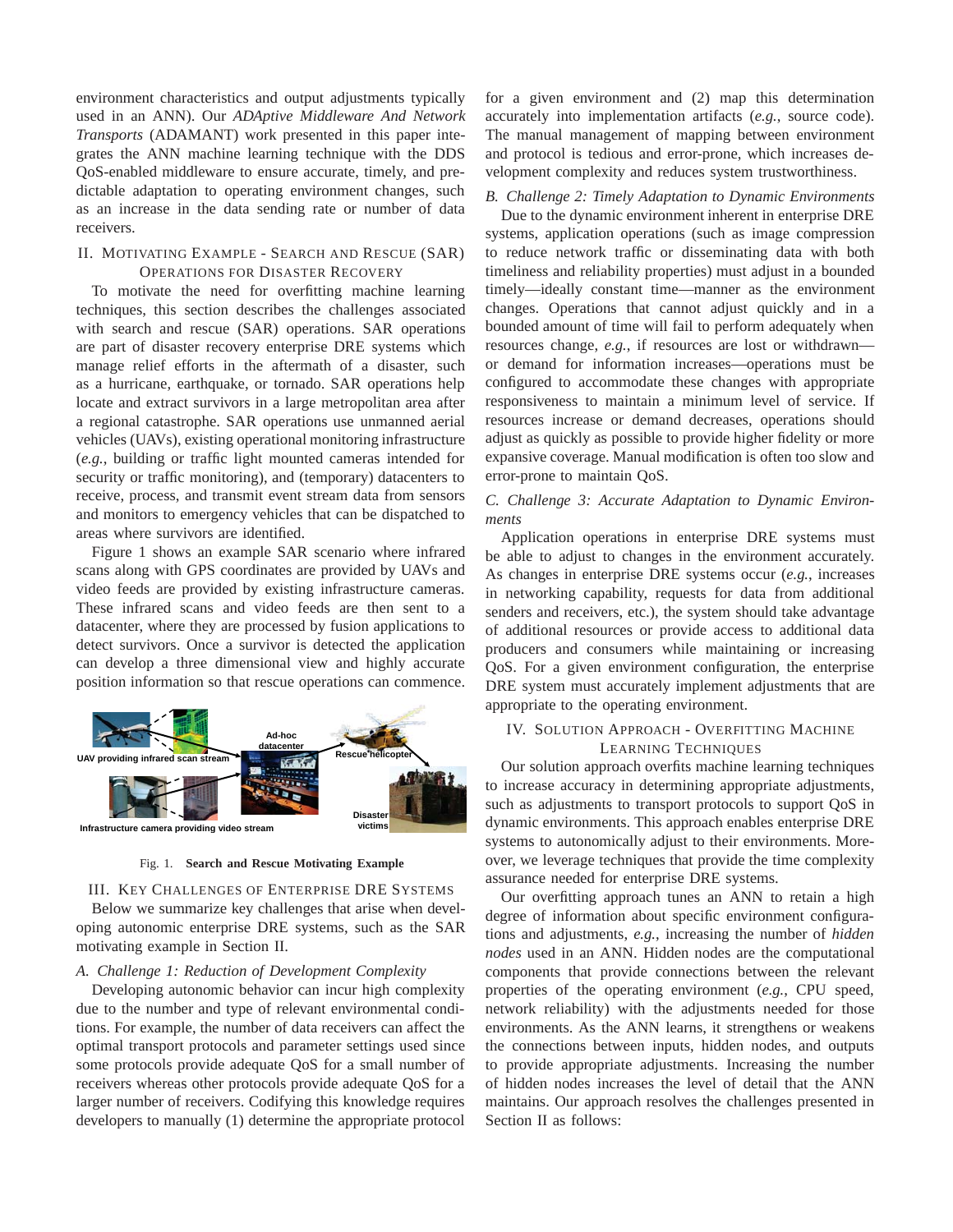environment characteristics and output adjustments typically used in an ANN). Our *ADAptive Middleware And Network Transports* (ADAMANT) work presented in this paper integrates the ANN machine learning technique with the DDS QoS-enabled middleware to ensure accurate, timely, and predictable adaptation to operating environment changes, such as an increase in the data sending rate or number of data receivers.

## II. Motivating Example - Search and Rescue (SAR) Operations for Disaster Recovery

To motivate the need for overfitting machine learning techniques, this section describes the challenges associated with search and rescue (SAR) operations. SAR operations are part of disaster recovery enterprise DRE systems which manage relief efforts in the aftermath of a disaster, such as a hurricane, earthquake, or tornado. SAR operations help locate and extract survivors in a large metropolitan area after a regional catastrophe. SAR operations use unmanned aerial vehicles (UAVs), existing operational monitoring infrastructure (*e.g.*, building or traffic light mounted cameras intended for security or traffic monitoring), and (temporary) datacenters to receive, process, and transmit event stream data from sensors and monitors to emergency vehicles that can be dispatched to areas where survivors are identified.

Figure 1 shows an example SAR scenario where infrared scans along with GPS coordinates are provided by UAVs and video feeds are provided by existing infrastructure cameras. These infrared scans and video feeds are then sent to a datacenter, where they are processed by fusion applications to detect survivors. Once a survivor is detected the application can develop a three dimensional view and highly accurate position information so that rescue operations can commence.

Fig. 1. **Search and Rescue Motivating Example**

## III. Key Challenges of Enterprise DRE Systems

Below we summarize key challenges that arise when developing autonomic enterprise DRE systems, such as the SAR motivating example in Section II.

### A. Challenge 1: Reduction of Development Complexity

Developing autonomic behavior can incur high complexity due to the number and type of relevant environmental conditions. For example, the number of data receivers can affect the optimal transport protocols and parameter settings used since some protocols provide adequate QoS for a small number of receivers whereas other protocols provide adequate QoS for a larger number of receivers. Codifying this knowledge requires developers to manually (1) determine the appropriate protocol for a given environment and (2) map this determination accurately into implementation artifacts (*e.g.*, source code). The manual management of mapping between environment and protocol is tedious and error-prone, which increases development complexity and reduces system trustworthiness.

### B. Challenge 2: Timely Adaptation to Dynamic Environments

Due to the dynamic environment inherent in enterprise DRE systems, application operations (such as image compression to reduce network traffic or disseminating data with both timeliness and reliability properties) must adjust in a bounded timely—ideally constant time—manner as the environment changes. Operations that cannot adjust quickly and in a bounded amount of time will fail to perform adequately when resources change, *e.g.*, if resources are lost or withdrawn—or demand for information increases—operations must be configured to accommodate these changes with appropriate responsiveness to maintain a minimum level of service. If resources increase or demand decreases, operations should adjust as quickly as possible to provide higher fidelity or more expansive coverage. Manual modification is often too slow and error-prone to maintain QoS.

### C. Challenge 3: Accurate Adaptation to Dynamic Environments

Application operations in enterprise DRE systems must be able to adjust to changes in the environment accurately. As changes in enterprise DRE systems occur (*e.g.*, increases in networking capability, requests for data from additional senders and receivers, etc.), the system should take advantage of additional resources or provide access to additional data producers and consumers while maintaining or increasing QoS. For a given environment configuration, the enterprise DRE system must accurately implement adjustments that are appropriate to the operating environment.

## IV. Solution Approach - Overfitting Machine Learning Techniques

Our solution approach overfits machine learning techniques to increase accuracy in determining appropriate adjustments, such as adjustments to transport protocols to support QoS in dynamic environments. This approach enables enterprise DRE systems to autonomically adjust to their environments. Moreover, we leverage techniques that provide the time complexity assurance needed for enterprise DRE systems.

Our overfitting approach tunes an ANN to retain a high degree of information about specific environment configurations and adjustments, *e.g.*, increasing the number of *hidden nodes* used in an ANN. Hidden nodes are the computational components that provide connections between the relevant properties of the operating environment (*e.g.*, CPU speed, network reliability) with the adjustments needed for those environments. As the ANN learns, it strengthens or weakens the connections between inputs, hidden nodes, and outputs to provide appropriate adjustments. Increasing the number of hidden nodes increases the level of detail that the ANN maintains. Our approach resolves the challenges presented in Section II as follows: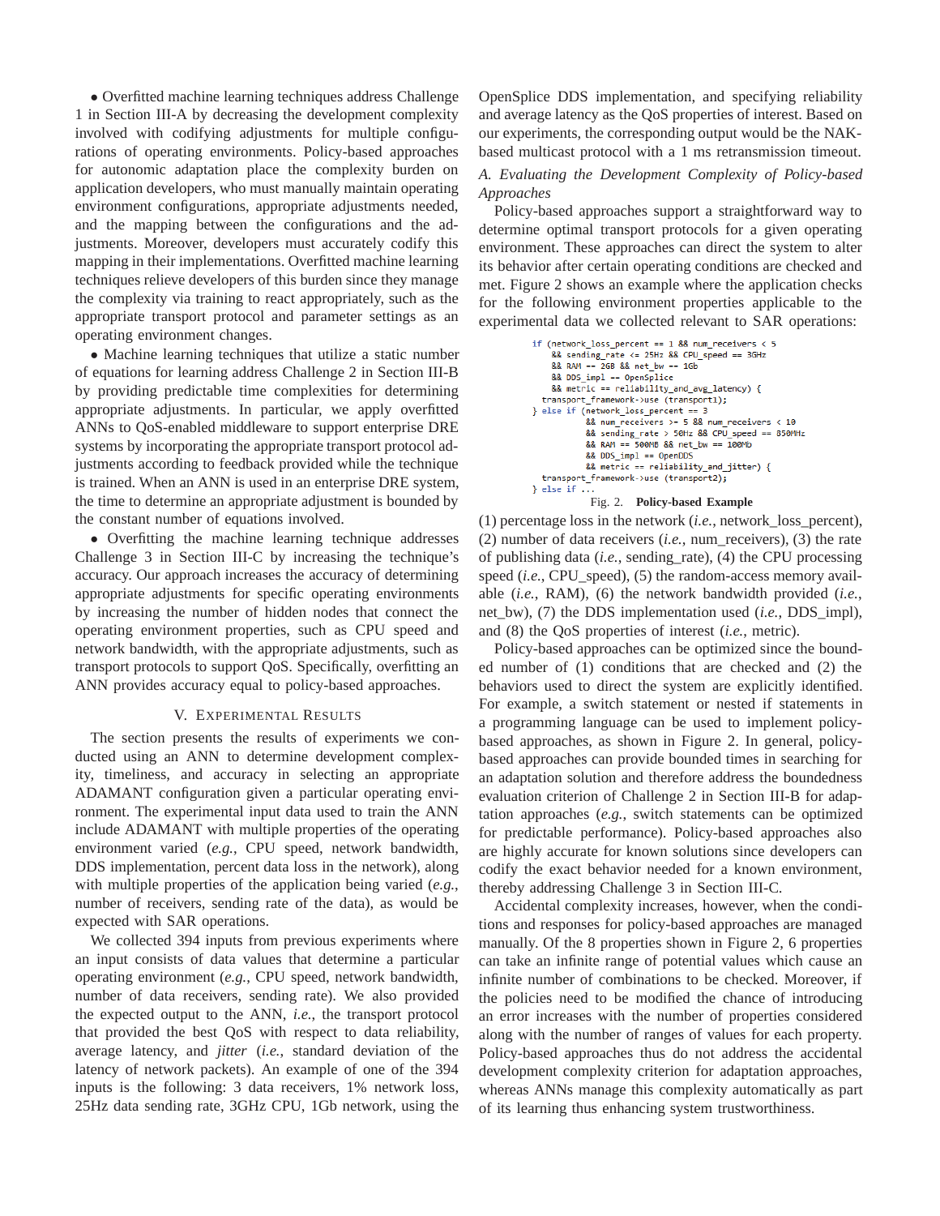• Overfitted machine learning techniques address Challenge 1 in Section III-A by decreasing the development complexity involved with codifying adjustments for multiple configurations of operating environments. Policy-based approaches for autonomic adaptation place the complexity burden on application developers, who must manually maintain operating environment configurations, appropriate adjustments needed, and the mapping between the configurations and the adjustments. Moreover, developers must accurately codify this mapping in their implementations. Overfitted machine learning techniques relieve developers of this burden since they manage the complexity via training to react appropriately, such as the appropriate transport protocol and parameter settings as an operating environment changes.

• Machine learning techniques that utilize a static number of equations for learning address Challenge 2 in Section III-B by providing predictable time complexities for determining appropriate adjustments. In particular, we apply overfitted ANNs to QoS-enabled middleware to support enterprise DRE systems by incorporating the appropriate transport protocol adjustments according to feedback provided while the technique is trained. When an ANN is used in an enterprise DRE system, the time to determine an appropriate adjustment is bounded by the constant number of equations involved.

• Overfitting the machine learning technique addresses Challenge 3 in Section III-C by increasing the technique's accuracy. Our approach increases the accuracy of determining appropriate adjustments for specific operating environments by increasing the number of hidden nodes that connect the operating environment properties, such as CPU speed and network bandwidth, with the appropriate adjustments, such as transport protocols to support QoS. Specifically, overfitting an ANN provides accuracy equal to policy-based approaches.

## V. Experimental Results

The section presents the results of experiments we conducted using an ANN to determine development complexity, timeliness, and accuracy in selecting an appropriate ADAMANT configuration given a particular operating environment. The experimental input data used to train the ANN include ADAMANT with multiple properties of the operating environment varied (*e.g.*, CPU speed, network bandwidth, DDS implementation, percent data loss in the network), along with multiple properties of the application being varied (*e.g.*, number of receivers, sending rate of the data), as would be expected with SAR operations.

We collected 394 inputs from previous experiments where an input consists of data values that determine a particular operating environment (*e.g.*, CPU speed, network bandwidth, number of data receivers, sending rate). We also provided the expected output to the ANN, *i.e.*, the transport protocol that provided the best QoS with respect to data reliability, average latency, and *jitter* (*i.e.*, standard deviation of the latency of network packets). An example of one of the 394 inputs is the following: 3 data receivers, 1% network loss, 25Hz data sending rate, 3GHz CPU, 1Gb network, using the OpenSplice DDS implementation, and specifying reliability and average latency as the QoS properties of interest. Based on our experiments, the corresponding output would be the NAK-based multicast protocol with a 1 ms retransmission timeout.

### *A. Evaluating the Development Complexity of Policy-based Approaches*

Policy-based approaches support a straightforward way to determine optimal transport protocols for a given operating environment. These approaches can direct the system to alter its behavior after certain operating conditions are checked and met. Figure 2 shows an example where the application checks for the following environment properties applicable to the experimental data we collected relevant to SAR operations:

```
if (network_loss_percent == 1 && num_receivers < 5
    && sending_rate <= 25Hz && CPU_speed == 3GHz
    && RAM == 2GB && net_bw == 1Gb
    && DDS_impl == OpenSplice
    && metric == reliability_and_avg_latency) {
  transport_framework->use (transport1);
} else if (network_loss_percent == 3
          && num_receivers >= 5 && num_receivers < 10
          && sending_rate > 50Hz && CPU_speed == 850MHz
          && RAM == 500MB && net_bw == 100Mb
          && DDS_impl == OpenDDS
          && metric == reliability_and_jitter) {
  transport_framework->use (transport2);
} else if ...
```

Fig. 2. **Policy-based Example**

(1) percentage loss in the network (*i.e.*, network_loss_percent), (2) number of data receivers (*i.e.*, num_receivers), (3) the rate of publishing data (*i.e.*, sending_rate), (4) the CPU processing speed (*i.e.*, CPU_speed), (5) the random-access memory available (*i.e.*, RAM), (6) the network bandwidth provided (*i.e.*, net_bw), (7) the DDS implementation used (*i.e.*, DDS_impl), and (8) the QoS properties of interest (*i.e.*, metric).

Policy-based approaches can be optimized since the bounded number of (1) conditions that are checked and (2) the behaviors used to direct the system are explicitly identified. For example, a switch statement or nested if statements in a programming language can be used to implement policy-based approaches, as shown in Figure 2. In general, policy-based approaches can provide bounded times in searching for an adaptation solution and therefore address the boundedness evaluation criterion of Challenge 2 in Section III-B for adaptation approaches (*e.g.*, switch statements can be optimized for predictable performance). Policy-based approaches also are highly accurate for known solutions since developers can codify the exact behavior needed for a known environment, thereby addressing Challenge 3 in Section III-C.

Accidental complexity increases, however, when the conditions and responses for policy-based approaches are managed manually. Of the 8 properties shown in Figure 2, 6 properties can take an infinite range of potential values which cause an infinite number of combinations to be checked. Moreover, if the policies need to be modified the chance of introducing an error increases with the number of properties considered along with the number of ranges of values for each property. Policy-based approaches thus do not address the accidental development complexity criterion for adaptation approaches, whereas ANNs manage this complexity automatically as part of its learning thus enhancing system trustworthiness.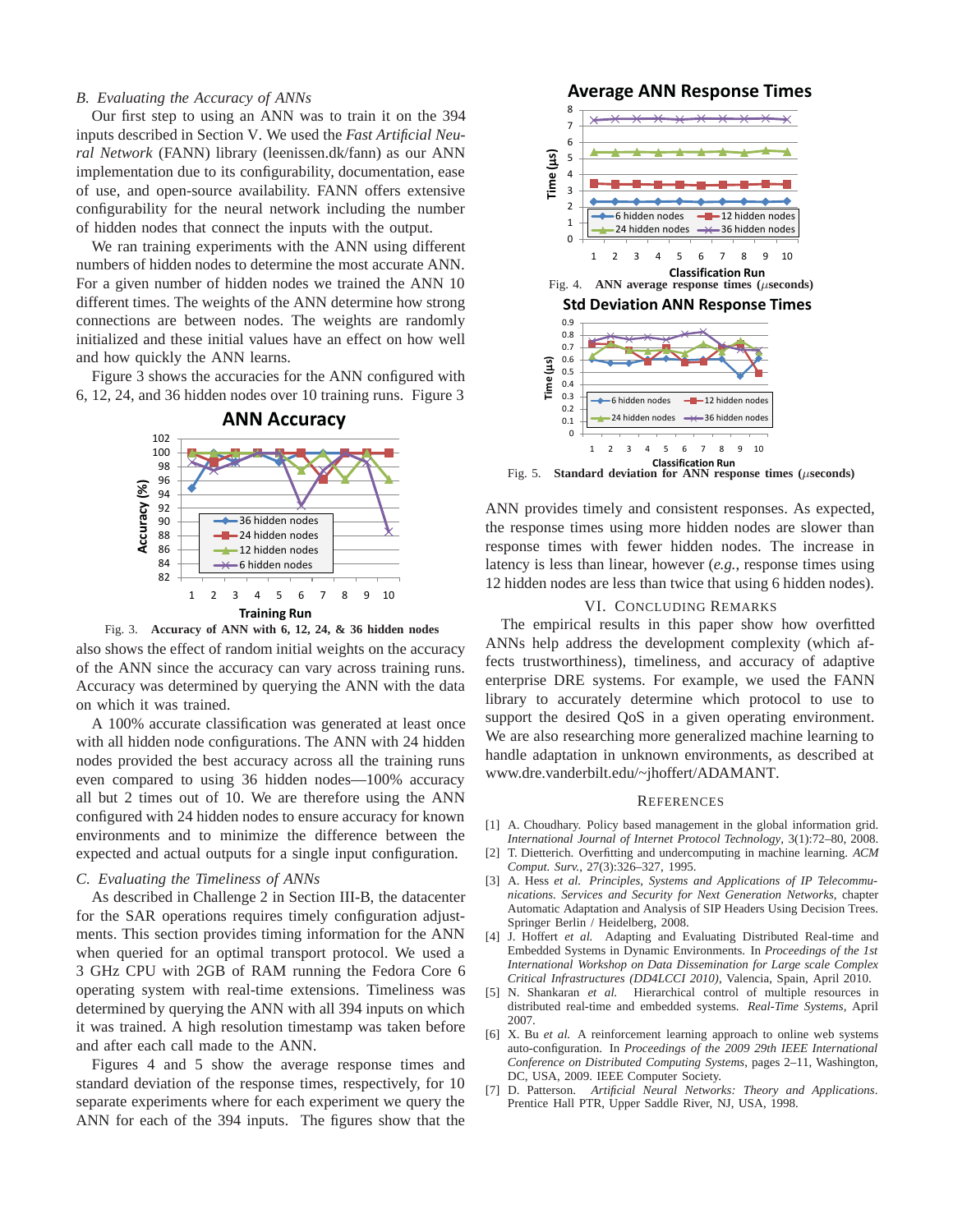### B. Evaluating the Accuracy of ANNs

Our first step to using an ANN was to train it on the 394 inputs described in Section V. We used the *Fast Artificial Neural Network* (FANN) library (leenissen.dk/fann) as our ANN implementation due to its configurability, documentation, ease of use, and open-source availability. FANN offers extensive configurability for the neural network including the number of hidden nodes that connect the inputs with the output.

We ran training experiments with the ANN using different numbers of hidden nodes to determine the most accurate ANN. For a given number of hidden nodes we trained the ANN 10 different times. The weights of the ANN determine how strong connections are between nodes. The weights are randomly initialized and these initial values have an effect on how well and how quickly the ANN learns.

Figure 3 shows the accuracies for the ANN configured with 6, 12, 24, and 36 hidden nodes over 10 training runs. Figure 3 also shows the effect of random initial weights on the accuracy of the ANN since the accuracy can vary across training runs. Accuracy was determined by querying the ANN with the data on which it was trained.

ANN Accuracy

Accuracy (%)

102
100
98
96
94
92
90
88
86
84
82

1 2 3 4 5 6 7 8 9 10

Training Run

36 hidden nodes
24 hidden nodes
12 hidden nodes
6 hidden nodes

Fig. 3. **Accuracy of ANN with 6, 12, 24, & 36 hidden nodes**

A 100% accurate classification was generated at least once with all hidden node configurations. The ANN with 24 hidden nodes provided the best accuracy across all the training runs even compared to using 36 hidden nodes—100% accuracy all but 2 times out of 10. We are therefore using the ANN configured with 24 hidden nodes to ensure accuracy for known environments and to minimize the difference between the expected and actual outputs for a single input configuration.

### C. Evaluating the Timeliness of ANNs

As described in Challenge 2 in Section III-B, the datacenter for the SAR operations requires timely configuration adjustments. This section provides timing information for the ANN when queried for an optimal transport protocol. We used a 3 GHz CPU with 2GB of RAM running the Fedora Core 6 operating system with real-time extensions. Timeliness was determined by querying the ANN with all 394 inputs on which it was trained. A high resolution timestamp was taken before and after each call made to the ANN.

Figures 4 and 5 show the average response times and standard deviation of the response times, respectively, for 10 separate experiments where for each experiment we query the ANN for each of the 394 inputs. The figures show that the ANN provides timely and consistent responses. As expected, the response times using more hidden nodes are slower than response times with fewer hidden nodes. The increase in latency is less than linear, however (*e.g.*, response times using 12 hidden nodes are less than twice that using 6 hidden nodes).

Average ANN Response Times

Time (µs)

8
7
6
5
4
3
2
1
0

1 2 3 4 5 6 7 8 9 10

Classification Run

6 hidden nodes
12 hidden nodes
24 hidden nodes
36 hidden nodes

Fig. 4. **ANN average response times ($\mu$seconds)**

Std Deviation ANN Response Times

Time (µs)

0.9
0.8
0.7
0.6
0.5
0.4
0.3
0.2
0.1
0

1 2 3 4 5 6 7 8 9 10

Classification Run

6 hidden nodes
12 hidden nodes
24 hidden nodes
36 hidden nodes

Fig. 5. **Standard deviation for ANN response times ($\mu$seconds)**

## VI. Concluding Remarks

The empirical results in this paper show how overfitted ANNs help address the development complexity (which affects trustworthiness), timeliness, and accuracy of adaptive enterprise DRE systems. For example, we used the FANN library to accurately determine which protocol to use to support the desired QoS in a given operating environment. We are also researching more generalized machine learning to handle adaptation in unknown environments, as described at www.dre.vanderbilt.edu/~jhoffert/ADAMANT.

## References

[1] A. Choudhary. Policy based management in the global information grid. *International Journal of Internet Protocol Technology*, 3(1):72–80, 2008.

[2] T. Dietterich. Overfitting and undercomputing in machine learning. *ACM Comput. Surv.*, 27(3):326–327, 1995.

[3] A. Hess *et al.* *Principles, Systems and Applications of IP Telecommunications. Services and Security for Next Generation Networks*, chapter Automatic Adaptation and Analysis of SIP Headers Using Decision Trees. Springer Berlin / Heidelberg, 2008.

[4] J. Hoffert *et al.* Adapting and Evaluating Distributed Real-time and Embedded Systems in Dynamic Environments. In *Proceedings of the 1st International Workshop on Data Dissemination for Large scale Complex Critical Infrastructures (DD4LCCI 2010)*, Valencia, Spain, April 2010.

[5] N. Shankaran *et al.* Hierarchical control of multiple resources in distributed real-time and embedded systems. *Real-Time Systems*, April 2007.

[6] X. Bu *et al.* A reinforcement learning approach to online web systems auto-configuration. In *Proceedings of the 2009 29th IEEE International Conference on Distributed Computing Systems*, pages 2–11, Washington, DC, USA, 2009. IEEE Computer Society.

[7] D. Patterson. *Artificial Neural Networks: Theory and Applications*. Prentice Hall PTR, Upper Saddle River, NJ, USA, 1998.